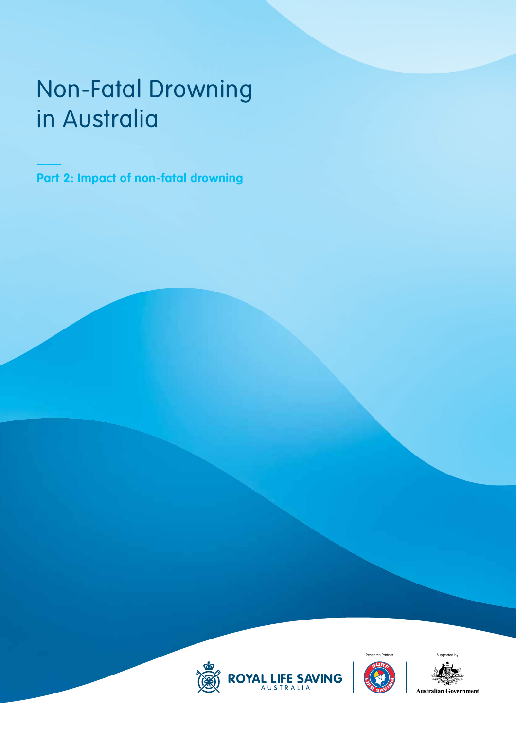# Non-Fatal Drowning in Australia

## Part 2: Impact of non-fatal drowning

ROYAL LIFE SAVING AUSTRALIA

Research Partner

Supported by

Australian Government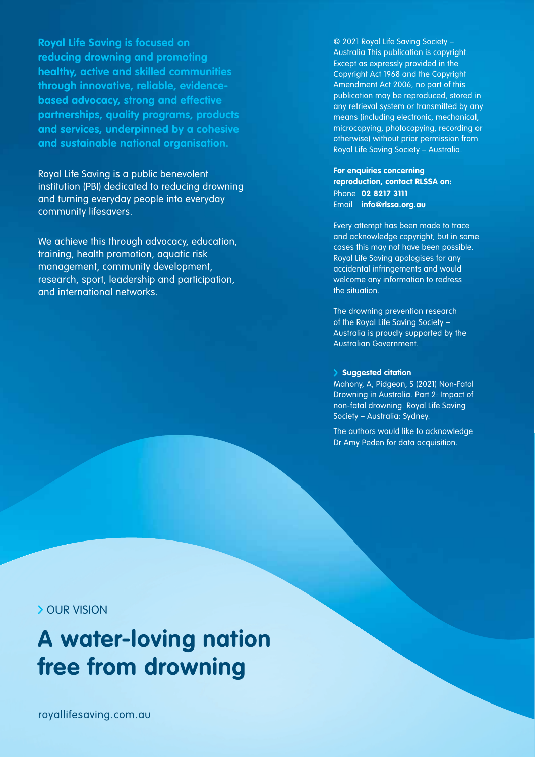**Royal Life Saving is focused on reducing drowning and promoting healthy, active and skilled communities through innovative, reliable, evidence-based advocacy, strong and effective partnerships, quality programs, products and services, underpinned by a cohesive and sustainable national organisation.**

Royal Life Saving is a public benevolent institution (PBI) dedicated to reducing drowning and turning everyday people into everyday community lifesavers.

We achieve this through advocacy, education, training, health promotion, aquatic risk management, community development, research, sport, leadership and participation, and international networks.

© 2021 Royal Life Saving Society – Australia This publication is copyright. Except as expressly provided in the Copyright Act 1968 and the Copyright Amendment Act 2006, no part of this publication may be reproduced, stored in any retrieval system or transmitted by any means (including electronic, mechanical, microcopying, photocopying, recording or otherwise) without prior permission from Royal Life Saving Society – Australia.

**For enquiries concerning reproduction, contact RLSSA on:**
Phone **02 8217 3111**
Email **info@rlssa.org.au**

Every attempt has been made to trace and acknowledge copyright, but in some cases this may not have been possible. Royal Life Saving apologises for any accidental infringements and would welcome any information to redress the situation.

The drowning prevention research of the Royal Life Saving Society – Australia is proudly supported by the Australian Government.

**Suggested citation**
Mahony, A, Pidgeon, S (2021) Non-Fatal Drowning in Australia. Part 2: Impact of non-fatal drowning. Royal Life Saving Society – Australia: Sydney.

The authors would like to acknowledge Dr Amy Peden for data acquisition.

OUR VISION

# A water-loving nation free from drowning

royallifesaving.com.au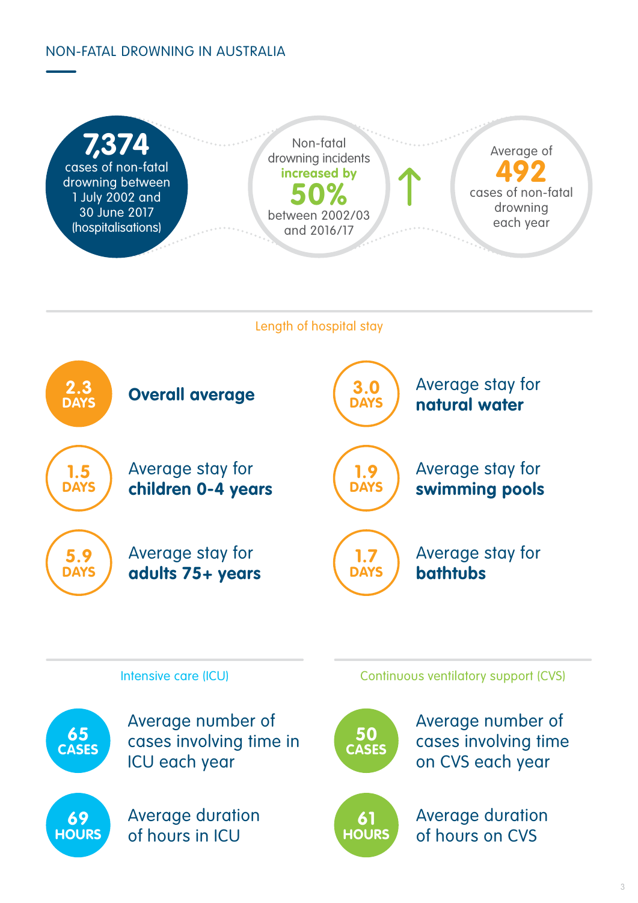## NON-FATAL DROWNING IN AUSTRALIA

**7,374** cases of non-fatal drowning between 1 July 2002 and 30 June 2017 (hospitalisations)

Non-fatal drowning incidents **increased by 50%** between 2002/03 and 2016/17

Average of **492** cases of non-fatal drowning each year

### Length of hospital stay

**2.3 DAYS** — **Overall average**

**3.0 DAYS** — Average stay for **natural water**

**1.5 DAYS** — Average stay for **children 0-4 years**

**1.9 DAYS** — Average stay for **swimming pools**

**5.9 DAYS** — Average stay for **adults 75+ years**

**1.7 DAYS** — Average stay for **bathtubs**

### Intensive care (ICU)

**65 CASES** — Average number of cases involving time in ICU each year

**69 HOURS** — Average duration of hours in ICU

### Continuous ventilatory support (CVS)

**50 CASES** — Average number of cases involving time on CVS each year

**61 HOURS** — Average duration of hours on CVS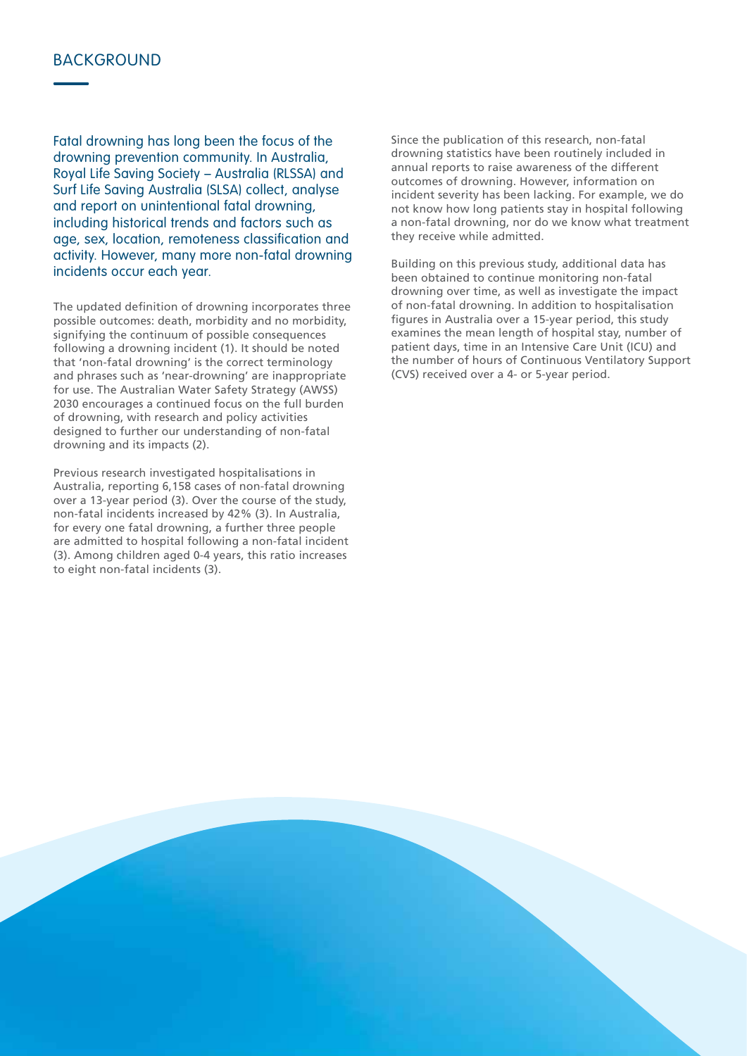# BACKGROUND

Fatal drowning has long been the focus of the drowning prevention community. In Australia, Royal Life Saving Society – Australia (RLSSA) and Surf Life Saving Australia (SLSA) collect, analyse and report on unintentional fatal drowning, including historical trends and factors such as age, sex, location, remoteness classification and activity. However, many more non-fatal drowning incidents occur each year.

The updated definition of drowning incorporates three possible outcomes: death, morbidity and no morbidity, signifying the continuum of possible consequences following a drowning incident (1). It should be noted that 'non-fatal drowning' is the correct terminology and phrases such as 'near-drowning' are inappropriate for use. The Australian Water Safety Strategy (AWSS) 2030 encourages a continued focus on the full burden of drowning, with research and policy activities designed to further our understanding of non-fatal drowning and its impacts (2).

Previous research investigated hospitalisations in Australia, reporting 6,158 cases of non-fatal drowning over a 13-year period (3). Over the course of the study, non-fatal incidents increased by 42% (3). In Australia, for every one fatal drowning, a further three people are admitted to hospital following a non-fatal incident (3). Among children aged 0-4 years, this ratio increases to eight non-fatal incidents (3).

Since the publication of this research, non-fatal drowning statistics have been routinely included in annual reports to raise awareness of the different outcomes of drowning. However, information on incident severity has been lacking. For example, we do not know how long patients stay in hospital following a non-fatal drowning, nor do we know what treatment they receive while admitted.

Building on this previous study, additional data has been obtained to continue monitoring non-fatal drowning over time, as well as investigate the impact of non-fatal drowning. In addition to hospitalisation figures in Australia over a 15-year period, this study examines the mean length of hospital stay, number of patient days, time in an Intensive Care Unit (ICU) and the number of hours of Continuous Ventilatory Support (CVS) received over a 4- or 5-year period.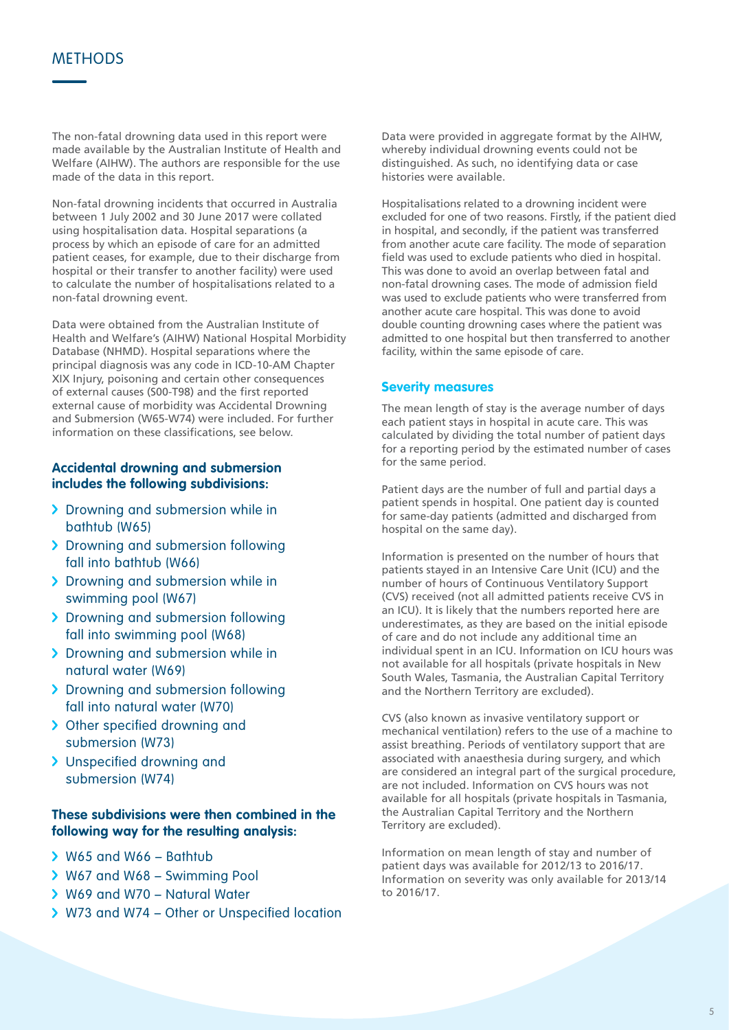# METHODS

The non-fatal drowning data used in this report were made available by the Australian Institute of Health and Welfare (AIHW). The authors are responsible for the use made of the data in this report.

Non-fatal drowning incidents that occurred in Australia between 1 July 2002 and 30 June 2017 were collated using hospitalisation data. Hospital separations (a process by which an episode of care for an admitted patient ceases, for example, due to their discharge from hospital or their transfer to another facility) were used to calculate the number of hospitalisations related to a non-fatal drowning event.

Data were obtained from the Australian Institute of Health and Welfare's (AIHW) National Hospital Morbidity Database (NHMD). Hospital separations where the principal diagnosis was any code in ICD-10-AM Chapter XIX Injury, poisoning and certain other consequences of external causes (S00-T98) and the first reported external cause of morbidity was Accidental Drowning and Submersion (W65-W74) were included. For further information on these classifications, see below.

### Accidental drowning and submersion includes the following subdivisions:

- Drowning and submersion while in bathtub (W65)
- Drowning and submersion following fall into bathtub (W66)
- Drowning and submersion while in swimming pool (W67)
- Drowning and submersion following fall into swimming pool (W68)
- Drowning and submersion while in natural water (W69)
- Drowning and submersion following fall into natural water (W70)
- Other specified drowning and submersion (W73)
- Unspecified drowning and submersion (W74)

### These subdivisions were then combined in the following way for the resulting analysis:

- W65 and W66 – Bathtub
- W67 and W68 – Swimming Pool
- W69 and W70 – Natural Water
- W73 and W74 – Other or Unspecified location

Data were provided in aggregate format by the AIHW, whereby individual drowning events could not be distinguished. As such, no identifying data or case histories were available.

Hospitalisations related to a drowning incident were excluded for one of two reasons. Firstly, if the patient died in hospital, and secondly, if the patient was transferred from another acute care facility. The mode of separation field was used to exclude patients who died in hospital. This was done to avoid an overlap between fatal and non-fatal drowning cases. The mode of admission field was used to exclude patients who were transferred from another acute care hospital. This was done to avoid double counting drowning cases where the patient was admitted to one hospital but then transferred to another facility, within the same episode of care.

## Severity measures

The mean length of stay is the average number of days each patient stays in hospital in acute care. This was calculated by dividing the total number of patient days for a reporting period by the estimated number of cases for the same period.

Patient days are the number of full and partial days a patient spends in hospital. One patient day is counted for same-day patients (admitted and discharged from hospital on the same day).

Information is presented on the number of hours that patients stayed in an Intensive Care Unit (ICU) and the number of hours of Continuous Ventilatory Support (CVS) received (not all admitted patients receive CVS in an ICU). It is likely that the numbers reported here are underestimates, as they are based on the initial episode of care and do not include any additional time an individual spent in an ICU. Information on ICU hours was not available for all hospitals (private hospitals in New South Wales, Tasmania, the Australian Capital Territory and the Northern Territory are excluded).

CVS (also known as invasive ventilatory support or mechanical ventilation) refers to the use of a machine to assist breathing. Periods of ventilatory support that are associated with anaesthesia during surgery, and which are considered an integral part of the surgical procedure, are not included. Information on CVS hours was not available for all hospitals (private hospitals in Tasmania, the Australian Capital Territory and the Northern Territory are excluded).

Information on mean length of stay and number of patient days was available for 2012/13 to 2016/17. Information on severity was only available for 2013/14 to 2016/17.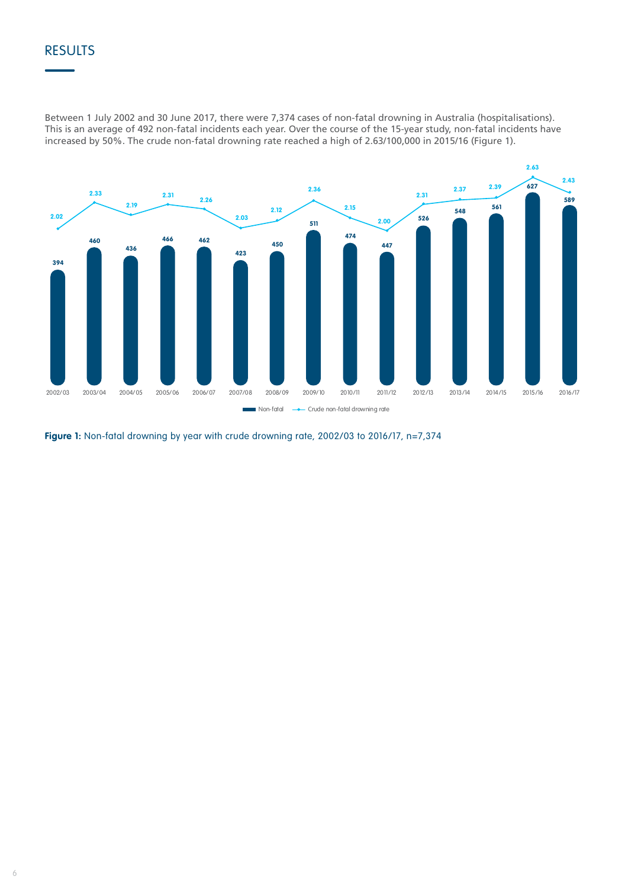# RESULTS

Between 1 July 2002 and 30 June 2017, there were 7,374 cases of non-fatal drowning in Australia (hospitalisations). This is an average of 492 non-fatal incidents each year. Over the course of the 15-year study, non-fatal incidents have increased by 50%. The crude non-fatal drowning rate reached a high of 2.63/100,000 in 2015/16 (Figure 1).

2.02
2.33
2.19
2.31
2.26
2.03
2.12
2.36
2.15
2.00
2.31
2.37
2.39
2.63
2.43

394
460
436
466
462
423
450
511
474
447
526
548
561
627
589

2002/03
2003/04
2004/05
2005/06
2006/07
2007/08
2008/09
2009/10
2010/11
2011/12
2012/13
2013/14
2014/15
2015/16
2016/17

Non-fatal
Crude non-fatal drowning rate

**Figure 1:** Non-fatal drowning by year with crude drowning rate, 2002/03 to 2016/17, n=7,374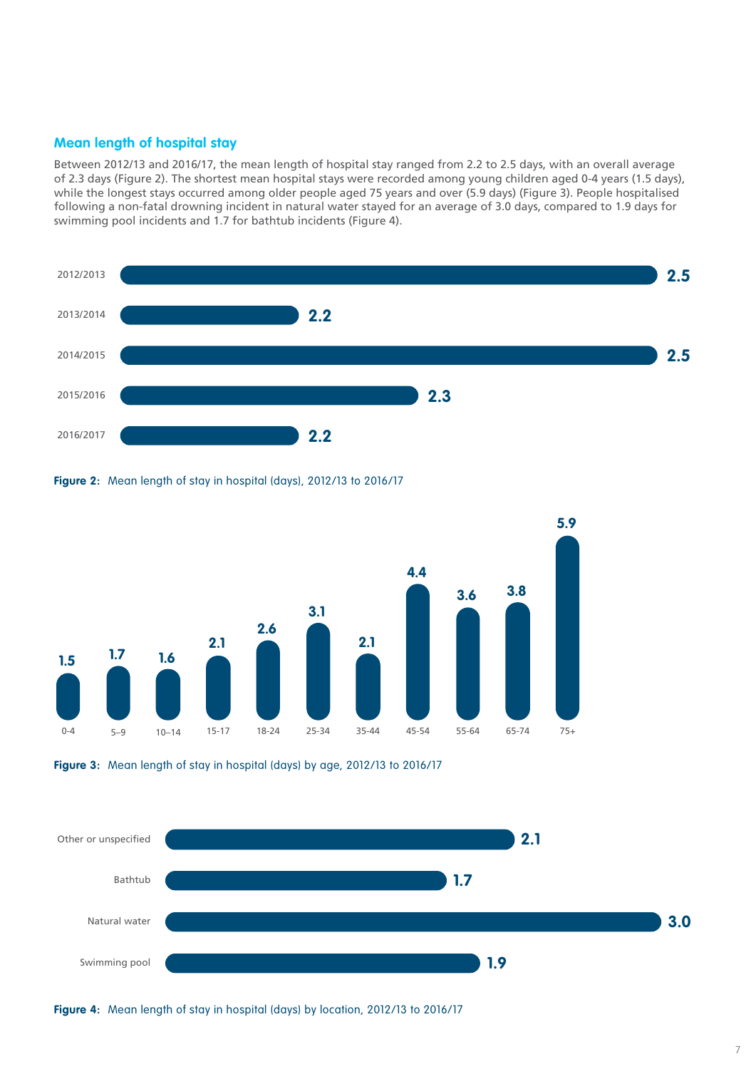## Mean length of hospital stay

Between 2012/13 and 2016/17, the mean length of hospital stay ranged from 2.2 to 2.5 days, with an overall average of 2.3 days (Figure 2). The shortest mean hospital stays were recorded among young children aged 0-4 years (1.5 days), while the longest stays occurred among older people aged 75 years and over (5.9 days) (Figure 3). People hospitalised following a non-fatal drowning incident in natural water stayed for an average of 3.0 days, compared to 1.9 days for swimming pool incidents and 1.7 for bathtub incidents (Figure 4).

2012/2013 2.5
2013/2014 2.2
2014/2015 2.5
2015/2016 2.3
2016/2017 2.2

**Figure 2:** Mean length of stay in hospital (days), 2012/13 to 2016/17

1.5 0-4
1.7 5–9
1.6 10–14
2.1 15-17
2.6 18-24
3.1 25-34
2.1 35-44
4.4 45-54
3.6 55-64
3.8 65-74
5.9 75+

**Figure 3:** Mean length of stay in hospital (days) by age, 2012/13 to 2016/17

Other or unspecified 2.1
Bathtub 1.7
Natural water 3.0
Swimming pool 1.9

**Figure 4:** Mean length of stay in hospital (days) by location, 2012/13 to 2016/17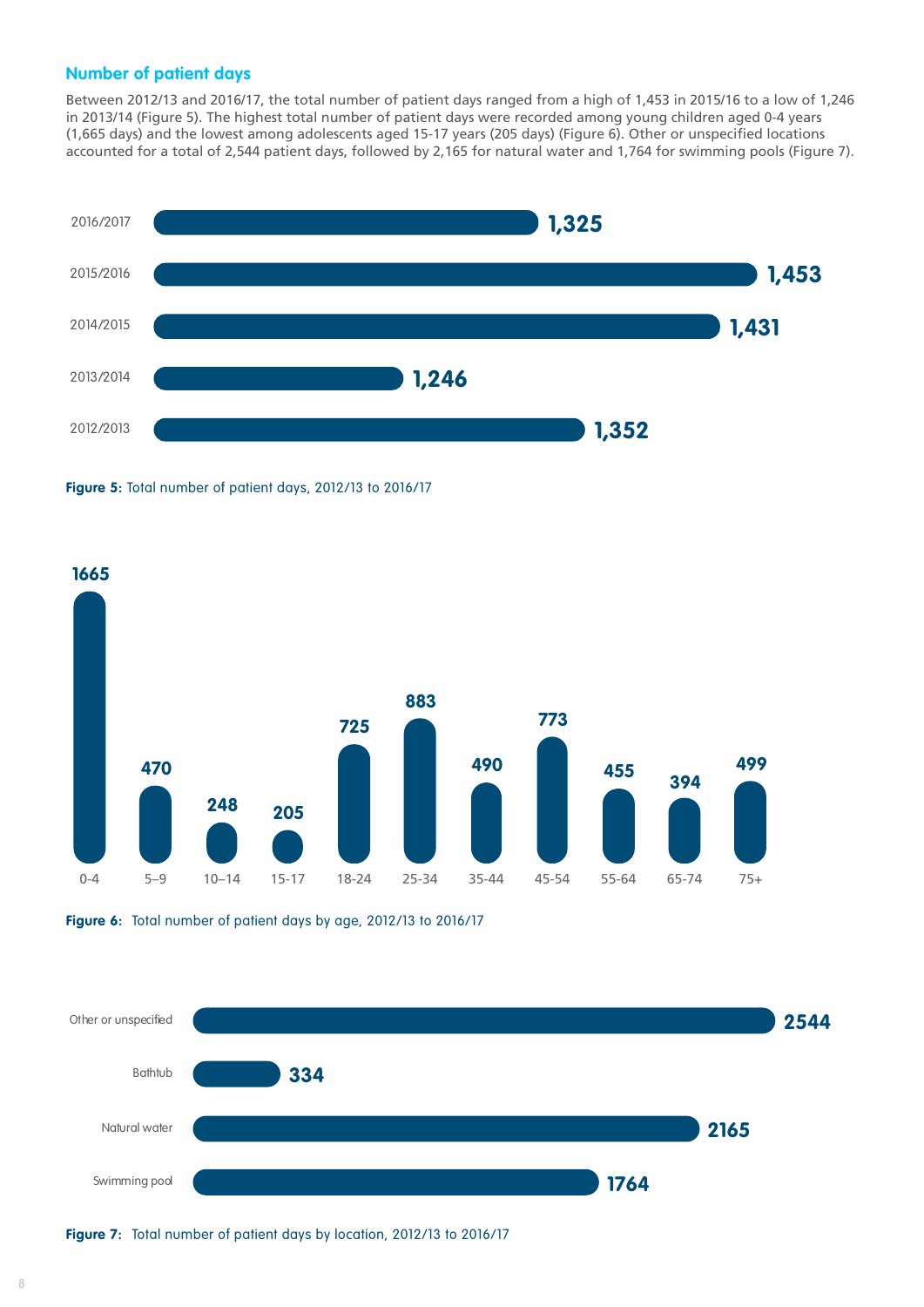## Number of patient days

Between 2012/13 and 2016/17, the total number of patient days ranged from a high of 1,453 in 2015/16 to a low of 1,246 in 2013/14 (Figure 5). The highest total number of patient days were recorded among young children aged 0-4 years (1,665 days) and the lowest among adolescents aged 15-17 years (205 days) (Figure 6). Other or unspecified locations accounted for a total of 2,544 patient days, followed by 2,165 for natural water and 1,764 for swimming pools (Figure 7).

| Year | Patient days |
|---|---|
| 2016/2017 | 1,325 |
| 2015/2016 | 1,453 |
| 2014/2015 | 1,431 |
| 2013/2014 | 1,246 |
| 2012/2013 | 1,352 |

**Figure 5:** Total number of patient days, 2012/13 to 2016/17

| Age | Patient days |
|---|---|
| 0-4 | 1665 |
| 5–9 | 470 |
| 10–14 | 248 |
| 15-17 | 205 |
| 18-24 | 725 |
| 25-34 | 883 |
| 35-44 | 490 |
| 45-54 | 773 |
| 55-64 | 455 |
| 65-74 | 394 |
| 75+ | 499 |

**Figure 6:** Total number of patient days by age, 2012/13 to 2016/17

| Location | Patient days |
|---|---|
| Other or unspecified | 2544 |
| Bathtub | 334 |
| Natural water | 2165 |
| Swimming pool | 1764 |

**Figure 7:** Total number of patient days by location, 2012/13 to 2016/17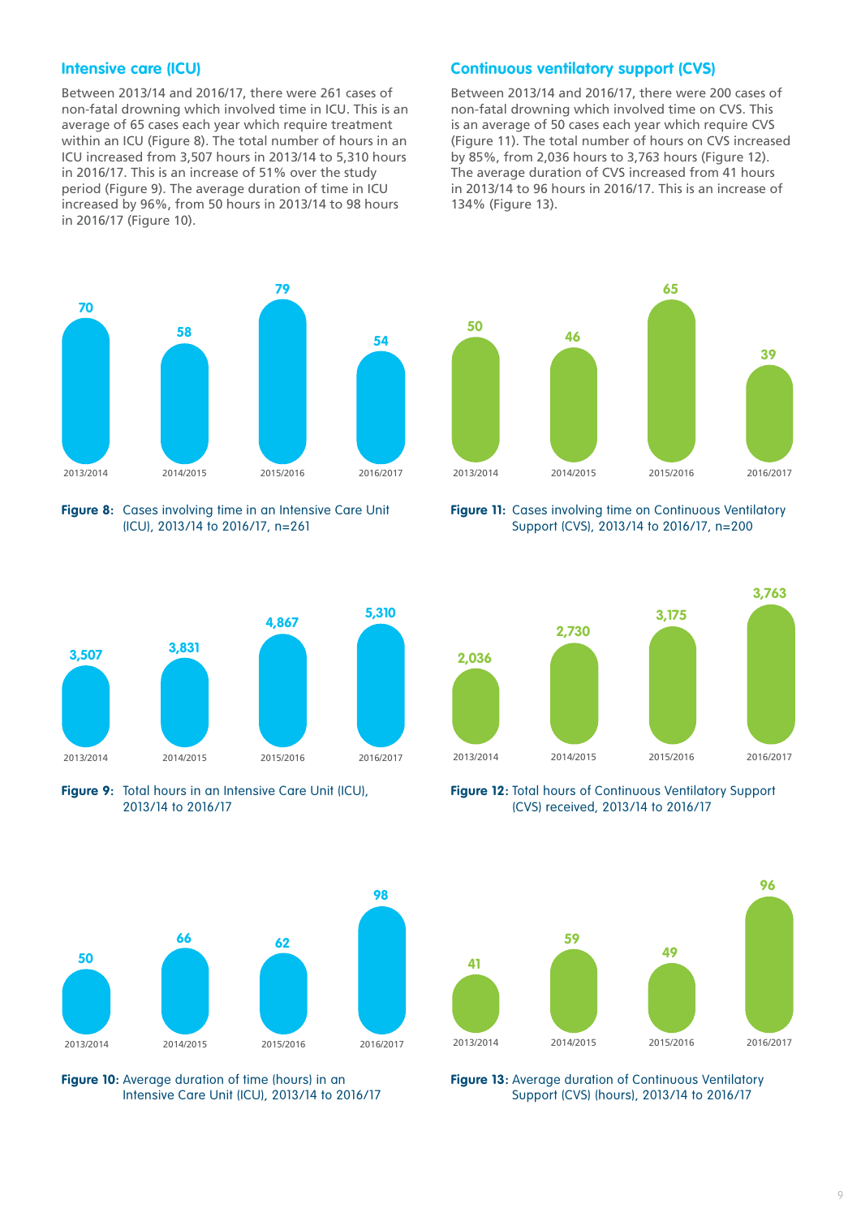## Intensive care (ICU)

Between 2013/14 and 2016/17, there were 261 cases of non-fatal drowning which involved time in ICU. This is an average of 65 cases each year which require treatment within an ICU (Figure 8). The total number of hours in an ICU increased from 3,507 hours in 2013/14 to 5,310 hours in 2016/17. This is an increase of 51% over the study period (Figure 9). The average duration of time in ICU increased by 96%, from 50 hours in 2013/14 to 98 hours in 2016/17 (Figure 10).

70
58
79
54
2013/2014
2014/2015
2015/2016
2016/2017

**Figure 8:** Cases involving time in an Intensive Care Unit (ICU), 2013/14 to 2016/17, n=261

3,507
3,831
4,867
5,310
2013/2014
2014/2015
2015/2016
2016/2017

**Figure 9:** Total hours in an Intensive Care Unit (ICU), 2013/14 to 2016/17

50
66
62
98
2013/2014
2014/2015
2015/2016
2016/2017

**Figure 10:** Average duration of time (hours) in an Intensive Care Unit (ICU), 2013/14 to 2016/17

## Continuous ventilatory support (CVS)

Between 2013/14 and 2016/17, there were 200 cases of non-fatal drowning which involved time on CVS. This is an average of 50 cases each year which require CVS (Figure 11). The total number of hours on CVS increased by 85%, from 2,036 hours to 3,763 hours (Figure 12). The average duration of CVS increased from 41 hours in 2013/14 to 96 hours in 2016/17. This is an increase of 134% (Figure 13).

50
46
65
39
2013/2014
2014/2015
2015/2016
2016/2017

**Figure 11:** Cases involving time on Continuous Ventilatory Support (CVS), 2013/14 to 2016/17, n=200

2,036
2,730
3,175
3,763
2013/2014
2014/2015
2015/2016
2016/2017

**Figure 12:** Total hours of Continuous Ventilatory Support (CVS) received, 2013/14 to 2016/17

41
59
49
96
2013/2014
2014/2015
2015/2016
2016/2017

**Figure 13:** Average duration of Continuous Ventilatory Support (CVS) (hours), 2013/14 to 2016/17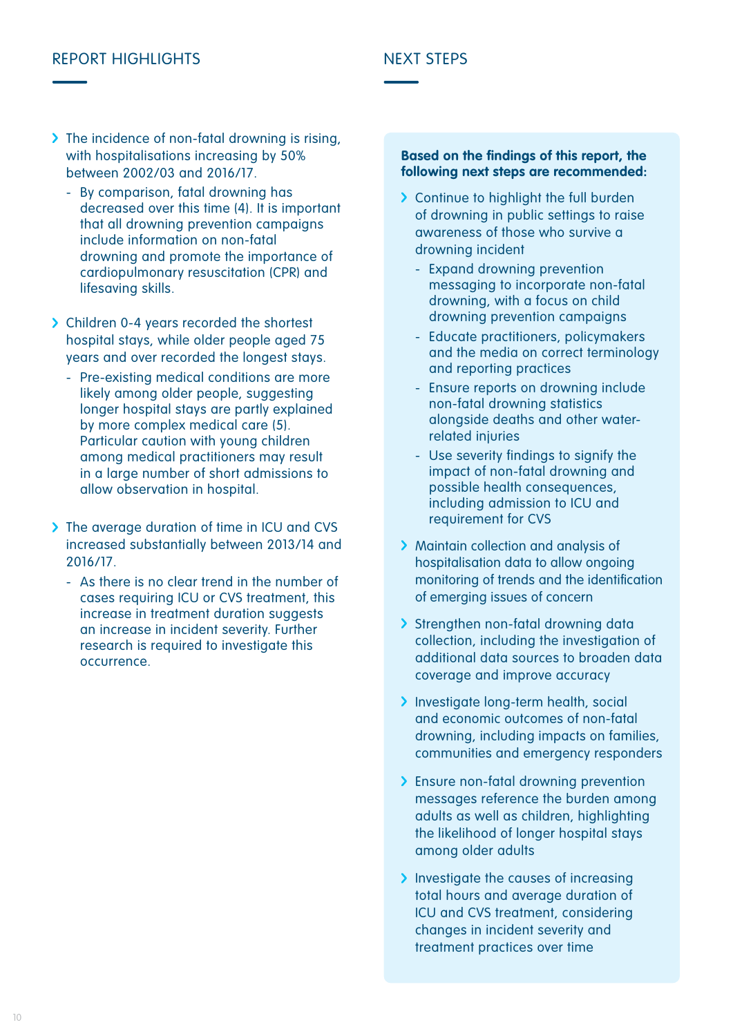## REPORT HIGHLIGHTS

- The incidence of non-fatal drowning is rising, with hospitalisations increasing by 50% between 2002/03 and 2016/17.
  - By comparison, fatal drowning has decreased over this time (4). It is important that all drowning prevention campaigns include information on non-fatal drowning and promote the importance of cardiopulmonary resuscitation (CPR) and lifesaving skills.
- Children 0-4 years recorded the shortest hospital stays, while older people aged 75 years and over recorded the longest stays.
  - Pre-existing medical conditions are more likely among older people, suggesting longer hospital stays are partly explained by more complex medical care (5). Particular caution with young children among medical practitioners may result in a large number of short admissions to allow observation in hospital.
- The average duration of time in ICU and CVS increased substantially between 2013/14 and 2016/17.
  - As there is no clear trend in the number of cases requiring ICU or CVS treatment, this increase in treatment duration suggests an increase in incident severity. Further research is required to investigate this occurrence.

## NEXT STEPS

**Based on the findings of this report, the following next steps are recommended:**

- Continue to highlight the full burden of drowning in public settings to raise awareness of those who survive a drowning incident
  - Expand drowning prevention messaging to incorporate non-fatal drowning, with a focus on child drowning prevention campaigns
  - Educate practitioners, policymakers and the media on correct terminology and reporting practices
  - Ensure reports on drowning include non-fatal drowning statistics alongside deaths and other water-related injuries
  - Use severity findings to signify the impact of non-fatal drowning and possible health consequences, including admission to ICU and requirement for CVS
- Maintain collection and analysis of hospitalisation data to allow ongoing monitoring of trends and the identification of emerging issues of concern
- Strengthen non-fatal drowning data collection, including the investigation of additional data sources to broaden data coverage and improve accuracy
- Investigate long-term health, social and economic outcomes of non-fatal drowning, including impacts on families, communities and emergency responders
- Ensure non-fatal drowning prevention messages reference the burden among adults as well as children, highlighting the likelihood of longer hospital stays among older adults
- Investigate the causes of increasing total hours and average duration of ICU and CVS treatment, considering changes in incident severity and treatment practices over time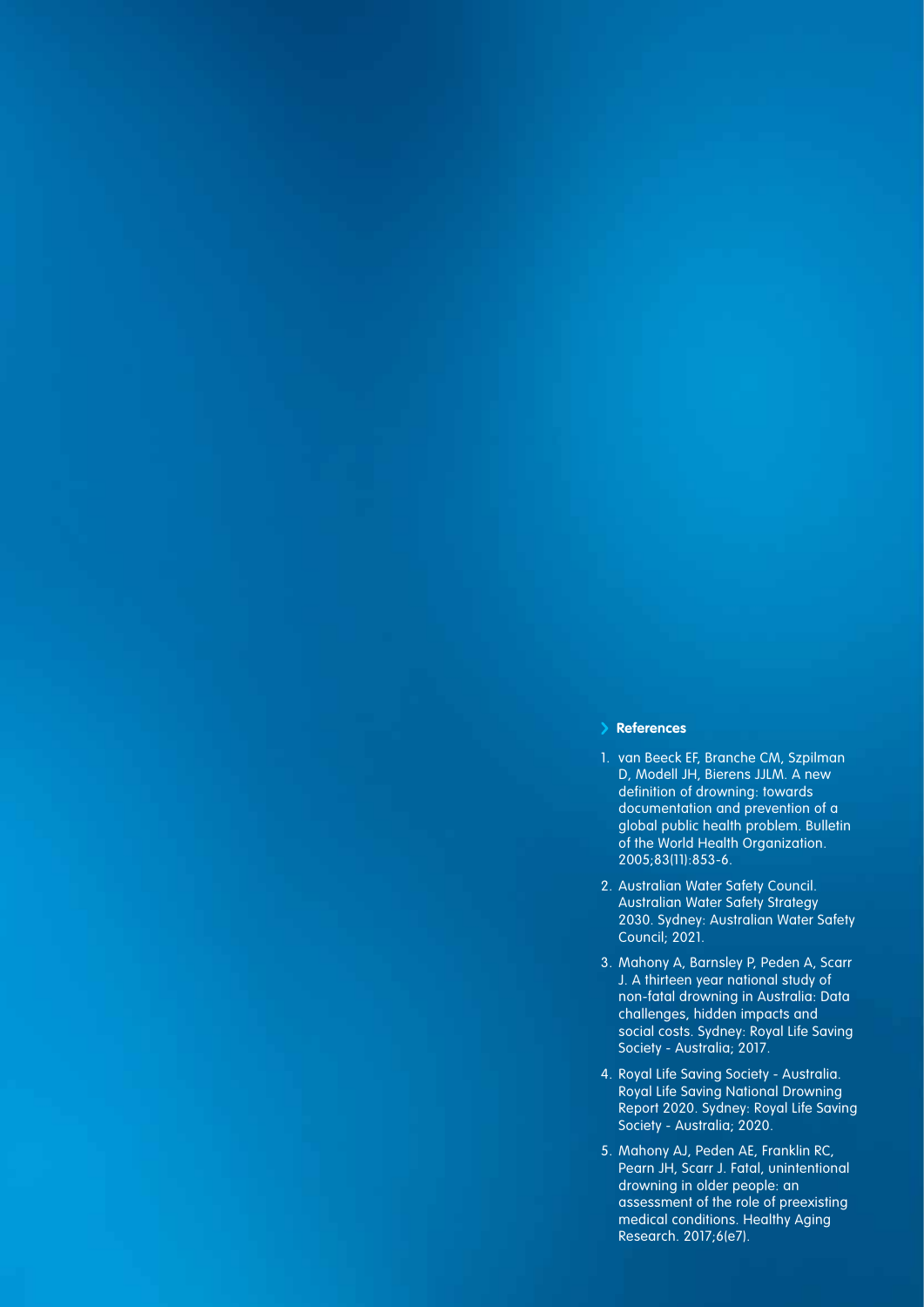## References

1. van Beeck EF, Branche CM, Szpilman D, Modell JH, Bierens JJLM. A new definition of drowning: towards documentation and prevention of a global public health problem. Bulletin of the World Health Organization. 2005;83(11):853-6.
2. Australian Water Safety Council. Australian Water Safety Strategy 2030. Sydney: Australian Water Safety Council; 2021.
3. Mahony A, Barnsley P, Peden A, Scarr J. A thirteen year national study of non-fatal drowning in Australia: Data challenges, hidden impacts and social costs. Sydney: Royal Life Saving Society - Australia; 2017.
4. Royal Life Saving Society - Australia. Royal Life Saving National Drowning Report 2020. Sydney: Royal Life Saving Society - Australia; 2020.
5. Mahony AJ, Peden AE, Franklin RC, Pearn JH, Scarr J. Fatal, unintentional drowning in older people: an assessment of the role of preexisting medical conditions. Healthy Aging Research. 2017;6(e7).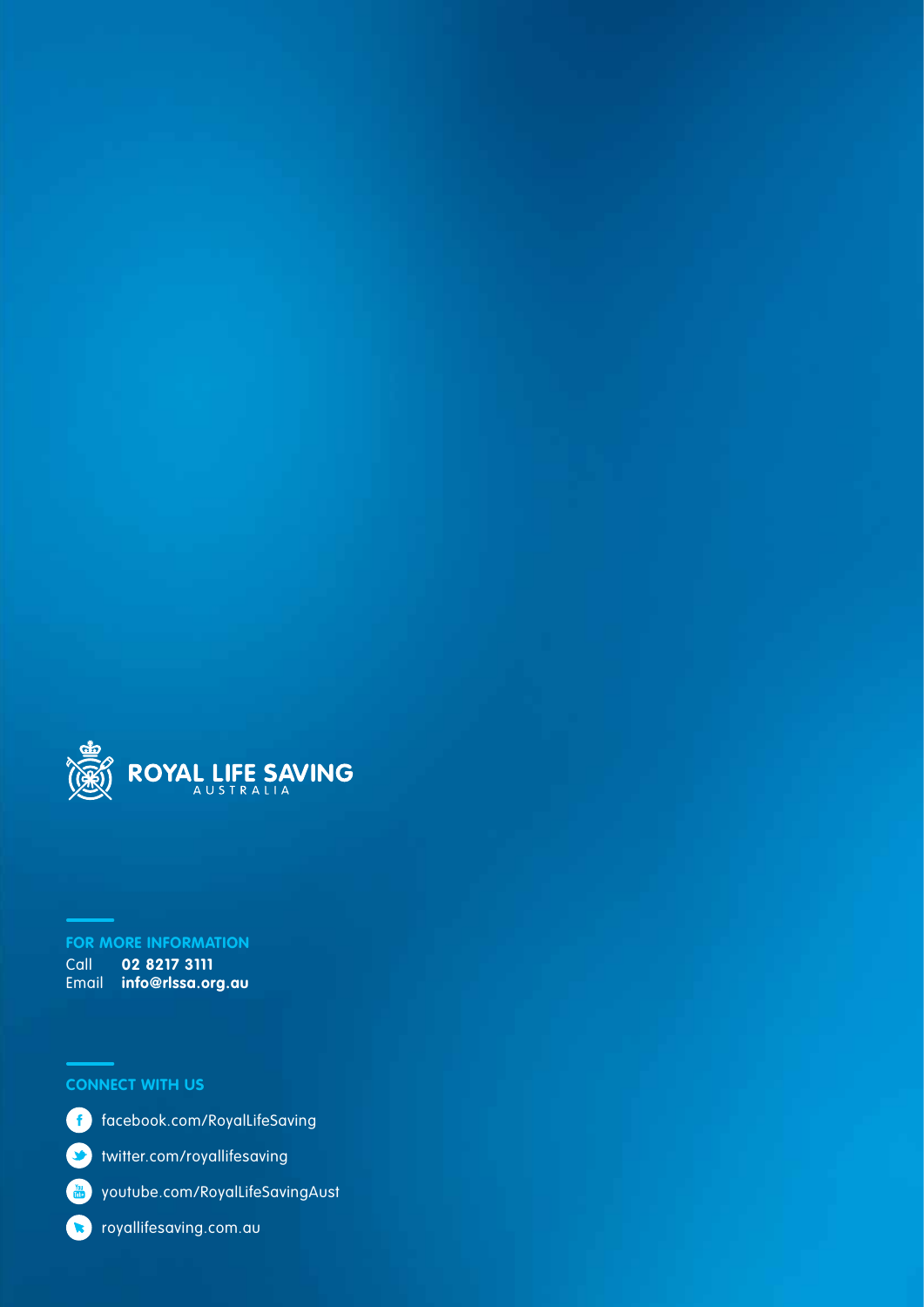ROYAL LIFE SAVING
AUSTRALIA

## FOR MORE INFORMATION

Call **02 8217 3111**
Email **info@rlssa.org.au**

## CONNECT WITH US

facebook.com/RoyalLifeSaving

twitter.com/royallifesaving

youtube.com/RoyalLifeSavingAust

royallifesaving.com.au